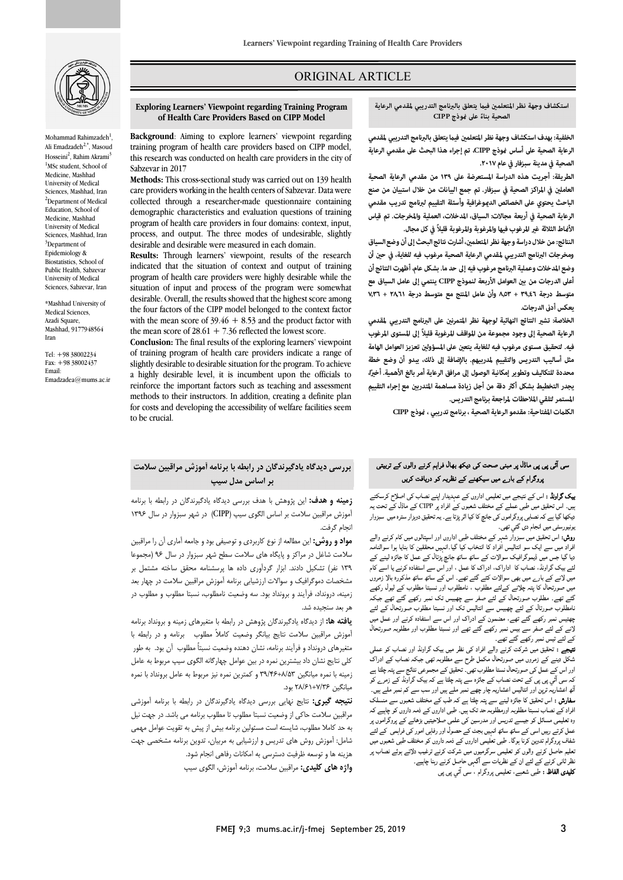# ORIGINAL ARTICLE

## Exploring Learners' Viewpoint regarding Training Program of Health Care Providers Based on CIPP Model

Mohammad Rahimzadeh[1], Ali Emadzadeh[2,*], Masoud Hosseini[2], Rahim Akrami[3]

[1]MSc student, School of Medicine, Mashhad University of Medical Sciences, Mashhad, Iran

[2]Department of Medical Education, School of Medicine, Mashhad University of Medical Sciences, Mashhad, Iran

[3]Department of Epidemiology & Biostatistics, School of Public Health, Sabzevar University of Medical Sciences, Sabzevar, Iran

*Mashhad University of Medical Sciences, Azadi Square, Mashhad, 9177948564 Iran

Tel: +98 38002234
Fax: +98 38002437
Email: Emadzadea@mums.ac.ir

**Background**: Aiming to explore learners' viewpoint regarding training program of health care providers based on CIPP model, this research was conducted on health care providers in the city of Sabzevar in 2017

**Methods:** This cross-sectional study was carried out on 139 health care providers working in the health centers of Sabzevar. Data were collected through a researcher-made questionnaire containing demographic characteristics and evaluation questions of training program of health care providers in four domains: context, input, process, and output. The three modes of undesirable, slightly desirable and desirable were measured in each domain.

**Results:** Through learners' viewpoint, results of the research indicated that the situation of context and output of training program of health care providers were highly desirable while the situation of input and process of the program were somewhat desirable. Overall, the results showed that the highest score among the four factors of the CIPP model belonged to the context factor with the mean score of 39.46 + 8.53 and the product factor with the mean score of 28.61 + 7.36 reflected the lowest score.

**Conclusion:** The final results of the exploring learners' viewpoint of training program of health care providers indicate a range of slightly desirable to desirable situation for the program. To achieve a highly desirable level, it is incumbent upon the officials to reinforce the important factors such as teaching and assessment methods to their instructors. In addition, creating a definite plan for costs and developing the accessibility of welfare facilities seem to be crucial.

## استكشاف وجهة نظر المتعلمين فيما يتعلق بالبرنامج التدريبي لمقدمي الرعاية الصحية بناءً على نموذج CIPP

**الخلفية:** بهدف استكشاف وجهة نظر المتعلمين فيما يتعلق بالبرنامج التدريبي لمقدمي الرعاية الصحية على أساس نموذج CIPP، تم إجراء هذا البحث على مقدمي الرعاية الصحية في مدينة سبزفار في عام ٢٠١٧.

**الطريقة:** أجريت هذه الدراسة المستعرضة على ١٣٩ من مقدمي الرعاية الصحية العاملين في المراكز الصحية في سبزفار. تم جمع البيانات من خلال استبيان من صنع الباحث يحتوي على الخصائص الديموغرافية وأسئلة التقييم لبرنامج تدريب مقدمي الرعاية الصحية في أربعة مجالات: السياق، المدخلات، العملية والمخرجات. تم قياس الأنماط الثلاثة غير المرغوب فيها والمرغوبة والمرغوبة قليلاً في كل مجال.

**النتائج:** من خلال دراسة وجهة نظر المتعلمين، أشارت نتائج البحث إلى أن وضع السياق ومخرجات البرنامج التدريبي لمقدمي الرعاية الصحية مرغوب فيه للغاية، في حين أن وضع المدخلات وعملية البرنامج مرغوب فيه إلى حد ما. بشكل عام، أظهرت النتائج أن أعلى الدرجات من بين العوامل الأربعة لنموذج CIPP ينتمي إلى عامل السياق مع متوسط درجة ٣٩،٤٦ + ٨،٥٣ وأن عامل المنتج مع متوسط درجة ٢٨،٦١ + ٧،٣٦ يعكس أدنى الدرجات.

**الخلاصة:** تشير النتائج النهائية لوجهة نظر المتمرنين على البرنامج التدريبي لمقدمي الرعاية الصحية إلى وجود مجموعة من المواقف المرغوبة قليلاً إلى المستوى المرغوب فيه. لتحقيق مستوى مرغوب فيه للغاية، يتعين على المسؤولين تعزيز العوامل الهامة مثل أساليب التدريس والتقييم لمدربيهم. بالإضافة إلى ذلك، يبدو أن وضع خطة محددة للتكاليف وتطوير إمكانية الوصول إلى مرافق الرعاية أمر بالغ الأهمية. أخيراً، يجدر التخطيط بشكل أكثر دقة من أجل زيادة مساهمة المتدربين مع إجراء التقييم المستمر لتلقي الملاحظات لمراجعة برنامج التدريس.

**الكلمات المفتاحية:** مقدمو الرعاية الصحية ، برنامج تدريبي ، نموذج CIPP

## بررسی دیدگاه یادگیرندگان در رابطه با برنامه آموزش مراقبین سلامت بر اساس مدل سیپ

**زمینه و هدف:** این پژوهش با هدف بررسی دیدگاه یادگیرندگان در رابطه با برنامه آموزش مراقبین سلامت بر اساس الگوی سیپ (CIPP) در شهر سبزوار در سال ۱۳۹۶ انجام گرفت.

**مواد و روش:** این مطالعه از نوع کاربردی و توصیفی بود و جامعه آماری آن را مراقبین سلامت شاغل در مراکز و پایگاه های سلامت سطح شهر سبزوار در سال ۹۶ (مجموعا ۱۳۹ نفر) تشکیل دادند. ابزار گردآوری داده ها پرسشنامه محقق ساخته مشتمل بر مشخصات دموگرافیک و سوالات ارزشیابی برنامه آموزش مراقبین سلامت در چهار بعد زمینه، درونداد، فرآیند و برونداد بود. سه وضعیت نامطلوب، نسبتا مطلوب و مطلوب در هر بعد سنجیده شد.

**یافته ها:** از دیدگاه یادگیرندگان پژوهش در رابطه با متغیرهای زمینه و برونداد برنامه آموزش مراقبین سلامت نتایج بیانگر وضعیت کاملاً مطلوب برنامه و در رابطه با متغیرهای درونداد و فرآیند برنامه، نشان دهنده وضعیت نسبتاً مطلوب آن بود. به طور کلی نتایج نشان داد بیشترین نمره در بین عوامل چهارگانه الگوی سیپ مربوط به عامل زمینه با نمره میانگین ۸/۵۳+۳۹/۴۶ و کمترین نمره نیز مربوط به عامل برونداد با نمره میانگین ۷/۳۶+۲۸/۶۱ بود.

**نتیجه گیری:** نتایج نهایی بررسی دیدگاه یادگیرندگان در رابطه با برنامه آموزشی مراقبین سلامت حاکی از وضعیت نسبتا مطلوب تا مطلوب برنامه می باشد. در جهت نیل به حد کاملا مطلوب، شایسته است مسئولین برنامه بیش از پیش به تقویت عوامل مهمی شامل: آموزش روش های تدریس و ارزشیابی به مربیان، تدوین برنامه مشخصی جهت هزینه ها و توسعه ظرفیت دسترسی به امکانات رفاهی انجام شود.

**واژه های کلیدی:** مراقبین سلامت، برنامه آموزش، الگوی سیپ

## سی آئی پی پی ماڈل پر مبنی صحت کی دیکھ بھال فراہم کرنے والوں کے تربیتی پروگرام کے بارے میں سیکھنے کے نظریہ کو دریافت کریں

**بیک گراونڈ :** اس کے نتیجے میں تعلیمی اداروں کے عہدیدار اپنے نصاب کی اصلاح کرسکتے ہیں۔ اس تحقیق میں طبی عملے کے مختلف شعبوں کے افراد پر CIPP کے ماڈل کے تحت یہ دیکھا گیا ہے کہ نصابی پروگراموں کی جانچ کا کیا اثر پڑتا ہے۔ یہ تحقیق دوہزار سترہ میں سبزوار یونیورسٹی میں انجام دی گئی تھی۔

**روش:** اس تحقیق میں سبزوار شہر کے مختلف طبی اداروں اور اسپتالوں میں کام کرنے والے افراد میں سے ایک سو انتالیس افراد کا انتخاب کیا گیا۔انہیں محققین کا بنایا ہوا سوالنامہ دیا گیا جس میں ڈیموگرافیک سوالات کے ساتھ ساتھ جانچ پڑتال کے عمل کا جائزہ لینے کے لئے بیک گراونڈ، نصاب کا ادراک، ادراک کا عمل ، اور اس سے استفادہ کرنے یا اسے کام میں لانے کے بارے میں بھی سوالات کئے گئے تھے۔ اس کے ساتھ ساتھ مذکورہ بالا زمروں میں صورتحال کا پتہ چلانے کےلئے مطلوب ، نامطلوب اور نسبتا مطلوب کے لیول رکھے گئے تھے۔ مطلوب صورتحال کے لئے صفر سے چھبیس نمبر رکھے گئے تھے جبکہ نامطلوب صورتحال کے لئے چھبیس سے انتالیس تک اور نسبتا مطلوب صورتحال کے لئے چھتیس نمبر رکھے گئے تھے، مضمون کے ادراک اور اس سے استفادہ کرنے اور عمل میں لانے کے لئے صفر سے بیس نمبر رکھے گئے تھے اور نسبتا مطلوب اور مطلوبہ صورتحال کے لئے تیس نمبر رکھے گئے تھے۔

**نتیجے :** تحقیق میں شرکت کرنے والے افراد کی نظر میں بیک گراونڈ اور نصاب کو عملی شکل دینے کے زمروں میں صورتحال مکمل طرح سے مطلوبہ تھی جبکہ نصاب کے ادراک اور اس کے عمل کی صورتحال نسبتا مطلوب تھی۔ تحقیق کے مجموعی نتائج سے پتہ چلتا ہے کہ سی آئی پی پی کے تحت نصاب کے جائزے سے پتہ چلتا ہے کہ بیک گراونڈ کے زمرے کو آٹھ اعشاریہ ترپن اور انتالیس اعشاریہ چار چھے نمبر ملے ہیں اور سب سے کم نمبر ملے ہیں۔

**سفارش :** اس تحقیق کا جائزہ لینے سے پتہ چلتا ہے کہ طب کے مختلف شعبوں سے منسلک افراد کے نصاب نسبتا مطلوبہ اورمطلوبہ حد تک ہیں۔ طبی اداروں کے ذمہ داروں کو چاہیے کہ وہ تعلیمی مسائل کو جیسے تدریس اور مدرسین کی علمی صلاحیتیں بڑھانے کے پروگراموں پر عمل کرتے رہیں اسی کے ساتھ ساتھ انہیں بجٹ کے حصول اور رفاہی امور کی فراہمی کے لئے شفاف پروگرام تدوین کرنا ہوگا۔ طبی تعلیمی اداروں کے ذمہ داروں کو مختلف طبی شعبوں میں تعلیم حاصل کرنے والوں کو تعلیمی سرگرمیوں میں شرکت کرنے ترغیب دلاتے ہوئے نصاب پر نظر ثانی کرنے کے لئے ان کے نظریات سے آگہی حاصل کرتے رہنا چاہیے۔

**کلیدی الفاظ :** طبی شعبے، تعلیمی پروگرام ، سی آئی پی پی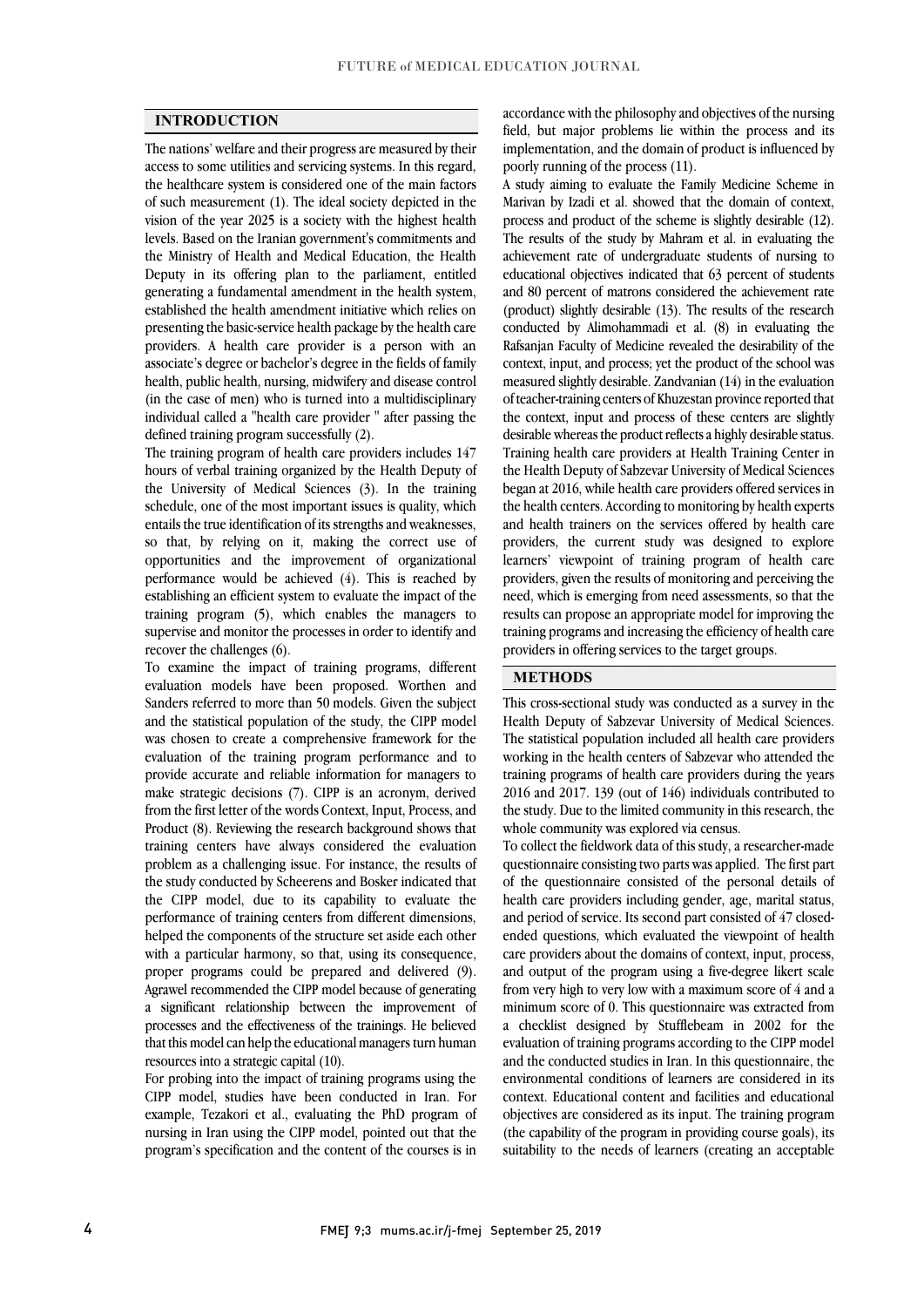## INTRODUCTION

The nations' welfare and their progress are measured by their access to some utilities and servicing systems. In this regard, the healthcare system is considered one of the main factors of such measurement (1). The ideal society depicted in the vision of the year 2025 is a society with the highest health levels. Based on the Iranian government's commitments and the Ministry of Health and Medical Education, the Health Deputy in its offering plan to the parliament, entitled generating a fundamental amendment in the health system, established the health amendment initiative which relies on presenting the basic-service health package by the health care providers. A health care provider is a person with an associate's degree or bachelor's degree in the fields of family health, public health, nursing, midwifery and disease control (in the case of men) who is turned into a multidisciplinary individual called a "health care provider " after passing the defined training program successfully (2).

The training program of health care providers includes 147 hours of verbal training organized by the Health Deputy of the University of Medical Sciences (3). In the training schedule, one of the most important issues is quality, which entails the true identification of its strengths and weaknesses, so that, by relying on it, making the correct use of opportunities and the improvement of organizational performance would be achieved (4). This is reached by establishing an efficient system to evaluate the impact of the training program (5), which enables the managers to supervise and monitor the processes in order to identify and recover the challenges (6).

To examine the impact of training programs, different evaluation models have been proposed. Worthen and Sanders referred to more than 50 models. Given the subject and the statistical population of the study, the CIPP model was chosen to create a comprehensive framework for the evaluation of the training program performance and to provide accurate and reliable information for managers to make strategic decisions (7). CIPP is an acronym, derived from the first letter of the words Context, Input, Process, and Product (8). Reviewing the research background shows that training centers have always considered the evaluation problem as a challenging issue. For instance, the results of the study conducted by Scheerens and Bosker indicated that the CIPP model, due to its capability to evaluate the performance of training centers from different dimensions, helped the components of the structure set aside each other with a particular harmony, so that, using its consequence, proper programs could be prepared and delivered (9). Agrawel recommended the CIPP model because of generating a significant relationship between the improvement of processes and the effectiveness of the trainings. He believed that this model can help the educational managers turn human resources into a strategic capital (10).

For probing into the impact of training programs using the CIPP model, studies have been conducted in Iran. For example, Tezakori et al., evaluating the PhD program of nursing in Iran using the CIPP model, pointed out that the program's specification and the content of the courses is in accordance with the philosophy and objectives of the nursing field, but major problems lie within the process and its implementation, and the domain of product is influenced by poorly running of the process (11).

A study aiming to evaluate the Family Medicine Scheme in Marivan by Izadi et al. showed that the domain of context, process and product of the scheme is slightly desirable (12). The results of the study by Mahram et al. in evaluating the achievement rate of undergraduate students of nursing to educational objectives indicated that 63 percent of students and 80 percent of matrons considered the achievement rate (product) slightly desirable (13). The results of the research conducted by Alimohammadi et al. (8) in evaluating the Rafsanjan Faculty of Medicine revealed the desirability of the context, input, and process; yet the product of the school was measured slightly desirable. Zandvanian (14) in the evaluation of teacher-training centers of Khuzestan province reported that the context, input and process of these centers are slightly desirable whereas the product reflects a highly desirable status.

Training health care providers at Health Training Center in the Health Deputy of Sabzevar University of Medical Sciences began at 2016, while health care providers offered services in the health centers. According to monitoring by health experts and health trainers on the services offered by health care providers, the current study was designed to explore learners' viewpoint of training program of health care providers, given the results of monitoring and perceiving the need, which is emerging from need assessments, so that the results can propose an appropriate model for improving the training programs and increasing the efficiency of health care providers in offering services to the target groups.

## METHODS

This cross-sectional study was conducted as a survey in the Health Deputy of Sabzevar University of Medical Sciences. The statistical population included all health care providers working in the health centers of Sabzevar who attended the training programs of health care providers during the years 2016 and 2017. 139 (out of 146) individuals contributed to the study. Due to the limited community in this research, the whole community was explored via census.

To collect the fieldwork data of this study, a researcher-made questionnaire consisting two parts was applied. The first part of the questionnaire consisted of the personal details of health care providers including gender, age, marital status, and period of service. Its second part consisted of 47 closed-ended questions, which evaluated the viewpoint of health care providers about the domains of context, input, process, and output of the program using a five-degree likert scale from very high to very low with a maximum score of 4 and a minimum score of 0. This questionnaire was extracted from a checklist designed by Stufflebeam in 2002 for the evaluation of training programs according to the CIPP model and the conducted studies in Iran. In this questionnaire, the environmental conditions of learners are considered in its context. Educational content and facilities and educational objectives are considered as its input. The training program (the capability of the program in providing course goals), its suitability to the needs of learners (creating an acceptable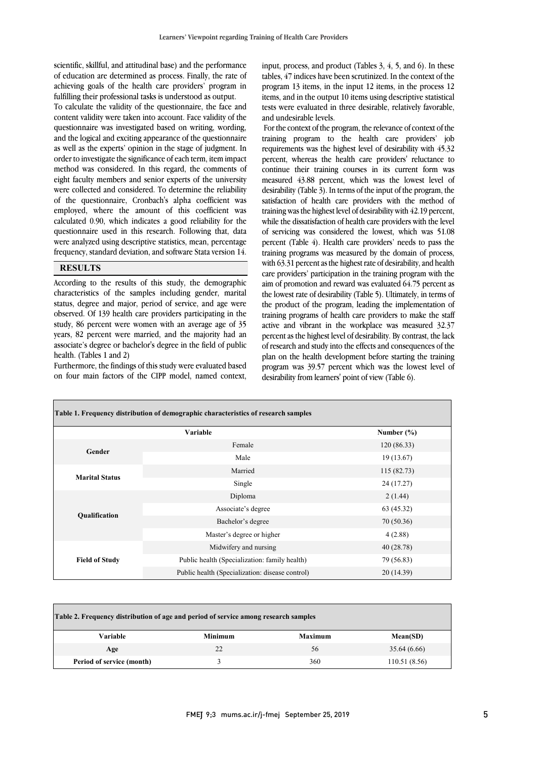scientific, skillful, and attitudinal base) and the performance of education are determined as process. Finally, the rate of achieving goals of the health care providers' program in fulfilling their professional tasks is understood as output.

To calculate the validity of the questionnaire, the face and content validity were taken into account. Face validity of the questionnaire was investigated based on writing, wording, and the logical and exciting appearance of the questionnaire as well as the experts' opinion in the stage of judgment. In order to investigate the significance of each term, item impact method was considered. In this regard, the comments of eight faculty members and senior experts of the university were collected and considered. To determine the reliability of the questionnaire, Cronbach's alpha coefficient was employed, where the amount of this coefficient was calculated 0.90, which indicates a good reliability for the questionnaire used in this research. Following that, data were analyzed using descriptive statistics, mean, percentage frequency, standard deviation, and software Stata version 14.

## RESULTS

According to the results of this study, the demographic characteristics of the samples including gender, marital status, degree and major, period of service, and age were observed. Of 139 health care providers participating in the study, 86 percent were women with an average age of 35 years, 82 percent were married, and the majority had an associate's degree or bachelor's degree in the field of public health. (Tables 1 and 2)

Furthermore, the findings of this study were evaluated based on four main factors of the CIPP model, named context, input, process, and product (Tables 3, 4, 5, and 6). In these tables, 47 indices have been scrutinized. In the context of the program 13 items, in the input 12 items, in the process 12 items, and in the output 10 items using descriptive statistical tests were evaluated in three desirable, relatively favorable, and undesirable levels.

For the context of the program, the relevance of context of the training program to the health care providers' job requirements was the highest level of desirability with 45.32 percent, whereas the health care providers' reluctance to continue their training courses in its current form was measured 43.88 percent, which was the lowest level of desirability (Table 3). In terms of the input of the program, the satisfaction of health care providers with the method of training was the highest level of desirability with 42.19 percent, while the dissatisfaction of health care providers with the level of servicing was considered the lowest, which was 51.08 percent (Table 4). Health care providers' needs to pass the training programs was measured by the domain of process, with 63.31 percent as the highest rate of desirability, and health care providers' participation in the training program with the aim of promotion and reward was evaluated 64.75 percent as the lowest rate of desirability (Table 5). Ultimately, in terms of the product of the program, leading the implementation of training programs of health care providers to make the staff active and vibrant in the workplace was measured 32.37 percent as the highest level of desirability. By contrast, the lack of research and study into the effects and consequences of the plan on the health development before starting the training program was 39.57 percent which was the lowest level of desirability from learners' point of view (Table 6).

**Table 1. Frequency distribution of demographic characteristics of research samples**

| Variable | | Number (%) |
|---|---|---|
| **Gender** | Female | 120 (86.33) |
| | Male | 19 (13.67) |
| **Marital Status** | Married | 115 (82.73) |
| | Single | 24 (17.27) |
| **Qualification** | Diploma | 2 (1.44) |
| | Associate's degree | 63 (45.32) |
| | Bachelor's degree | 70 (50.36) |
| | Master's degree or higher | 4 (2.88) |
| **Field of Study** | Midwifery and nursing | 40 (28.78) |
| | Public health (Specialization: family health) | 79 (56.83) |
| | Public health (Specialization: disease control) | 20 (14.39) |

**Table 2. Frequency distribution of age and period of service among research samples**

| Variable | Minimum | Maximum | Mean(SD) |
|---|---|---|---|
| **Age** | 22 | 56 | 35.64 (6.66) |
| **Period of service (month)** | 3 | 360 | 110.51 (8.56) |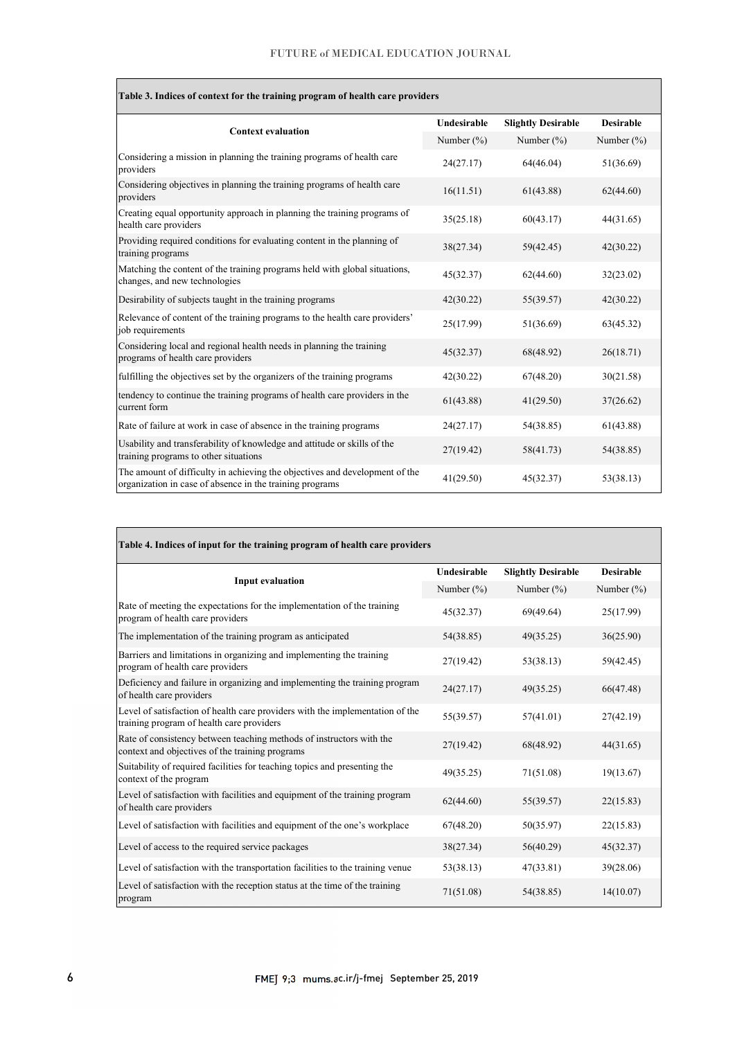**Table 3. Indices of context for the training program of health care providers**

| Context evaluation | Undesirable | Slightly Desirable | Desirable |
|---|---|---|---|
| | Number (%) | Number (%) | Number (%) |
| Considering a mission in planning the training programs of health care providers | 24(27.17) | 64(46.04) | 51(36.69) |
| Considering objectives in planning the training programs of health care providers | 16(11.51) | 61(43.88) | 62(44.60) |
| Creating equal opportunity approach in planning the training programs of health care providers | 35(25.18) | 60(43.17) | 44(31.65) |
| Providing required conditions for evaluating content in the planning of training programs | 38(27.34) | 59(42.45) | 42(30.22) |
| Matching the content of the training programs held with global situations, changes, and new technologies | 45(32.37) | 62(44.60) | 32(23.02) |
| Desirability of subjects taught in the training programs | 42(30.22) | 55(39.57) | 42(30.22) |
| Relevance of content of the training programs to the health care providers' job requirements | 25(17.99) | 51(36.69) | 63(45.32) |
| Considering local and regional health needs in planning the training programs of health care providers | 45(32.37) | 68(48.92) | 26(18.71) |
| fulfilling the objectives set by the organizers of the training programs | 42(30.22) | 67(48.20) | 30(21.58) |
| tendency to continue the training programs of health care providers in the current form | 61(43.88) | 41(29.50) | 37(26.62) |
| Rate of failure at work in case of absence in the training programs | 24(27.17) | 54(38.85) | 61(43.88) |
| Usability and transferability of knowledge and attitude or skills of the training programs to other situations | 27(19.42) | 58(41.73) | 54(38.85) |
| The amount of difficulty in achieving the objectives and development of the organization in case of absence in the training programs | 41(29.50) | 45(32.37) | 53(38.13) |

**Table 4. Indices of input for the training program of health care providers**

| Input evaluation | Undesirable | Slightly Desirable | Desirable |
|---|---|---|---|
| | Number (%) | Number (%) | Number (%) |
| Rate of meeting the expectations for the implementation of the training program of health care providers | 45(32.37) | 69(49.64) | 25(17.99) |
| The implementation of the training program as anticipated | 54(38.85) | 49(35.25) | 36(25.90) |
| Barriers and limitations in organizing and implementing the training program of health care providers | 27(19.42) | 53(38.13) | 59(42.45) |
| Deficiency and failure in organizing and implementing the training program of health care providers | 24(27.17) | 49(35.25) | 66(47.48) |
| Level of satisfaction of health care providers with the implementation of the training program of health care providers | 55(39.57) | 57(41.01) | 27(42.19) |
| Rate of consistency between teaching methods of instructors with the context and objectives of the training programs | 27(19.42) | 68(48.92) | 44(31.65) |
| Suitability of required facilities for teaching topics and presenting the context of the program | 49(35.25) | 71(51.08) | 19(13.67) |
| Level of satisfaction with facilities and equipment of the training program of health care providers | 62(44.60) | 55(39.57) | 22(15.83) |
| Level of satisfaction with facilities and equipment of the one's workplace | 67(48.20) | 50(35.97) | 22(15.83) |
| Level of access to the required service packages | 38(27.34) | 56(40.29) | 45(32.37) |
| Level of satisfaction with the transportation facilities to the training venue | 53(38.13) | 47(33.81) | 39(28.06) |
| Level of satisfaction with the reception status at the time of the training program | 71(51.08) | 54(38.85) | 14(10.07) |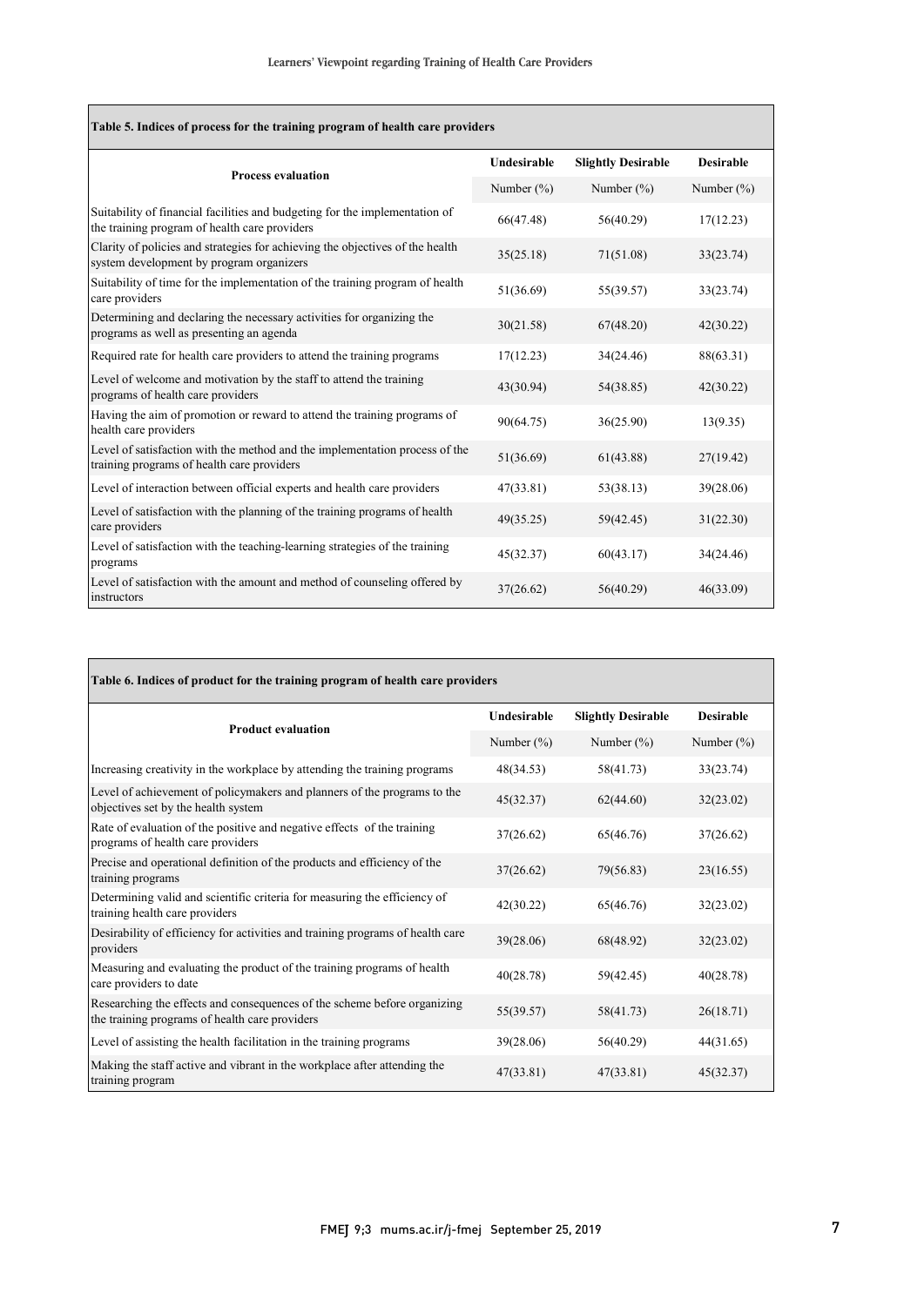**Table 5. Indices of process for the training program of health care providers**

| Process evaluation | Undesirable | Slightly Desirable | Desirable |
|---|---|---|---|
| | Number (%) | Number (%) | Number (%) |
| Suitability of financial facilities and budgeting for the implementation of the training program of health care providers | 66(47.48) | 56(40.29) | 17(12.23) |
| Clarity of policies and strategies for achieving the objectives of the health system development by program organizers | 35(25.18) | 71(51.08) | 33(23.74) |
| Suitability of time for the implementation of the training program of health care providers | 51(36.69) | 55(39.57) | 33(23.74) |
| Determining and declaring the necessary activities for organizing the programs as well as presenting an agenda | 30(21.58) | 67(48.20) | 42(30.22) |
| Required rate for health care providers to attend the training programs | 17(12.23) | 34(24.46) | 88(63.31) |
| Level of welcome and motivation by the staff to attend the training programs of health care providers | 43(30.94) | 54(38.85) | 42(30.22) |
| Having the aim of promotion or reward to attend the training programs of health care providers | 90(64.75) | 36(25.90) | 13(9.35) |
| Level of satisfaction with the method and the implementation process of the training programs of health care providers | 51(36.69) | 61(43.88) | 27(19.42) |
| Level of interaction between official experts and health care providers | 47(33.81) | 53(38.13) | 39(28.06) |
| Level of satisfaction with the planning of the training programs of health care providers | 49(35.25) | 59(42.45) | 31(22.30) |
| Level of satisfaction with the teaching-learning strategies of the training programs | 45(32.37) | 60(43.17) | 34(24.46) |
| Level of satisfaction with the amount and method of counseling offered by instructors | 37(26.62) | 56(40.29) | 46(33.09) |

**Table 6. Indices of product for the training program of health care providers**

| Product evaluation | Undesirable | Slightly Desirable | Desirable |
|---|---|---|---|
| | Number (%) | Number (%) | Number (%) |
| Increasing creativity in the workplace by attending the training programs | 48(34.53) | 58(41.73) | 33(23.74) |
| Level of achievement of policymakers and planners of the programs to the objectives set by the health system | 45(32.37) | 62(44.60) | 32(23.02) |
| Rate of evaluation of the positive and negative effects of the training programs of health care providers | 37(26.62) | 65(46.76) | 37(26.62) |
| Precise and operational definition of the products and efficiency of the training programs | 37(26.62) | 79(56.83) | 23(16.55) |
| Determining valid and scientific criteria for measuring the efficiency of training health care providers | 42(30.22) | 65(46.76) | 32(23.02) |
| Desirability of efficiency for activities and training programs of health care providers | 39(28.06) | 68(48.92) | 32(23.02) |
| Measuring and evaluating the product of the training programs of health care providers to date | 40(28.78) | 59(42.45) | 40(28.78) |
| Researching the effects and consequences of the scheme before organizing the training programs of health care providers | 55(39.57) | 58(41.73) | 26(18.71) |
| Level of assisting the health facilitation in the training programs | 39(28.06) | 56(40.29) | 44(31.65) |
| Making the staff active and vibrant in the workplace after attending the training program | 47(33.81) | 47(33.81) | 45(32.37) |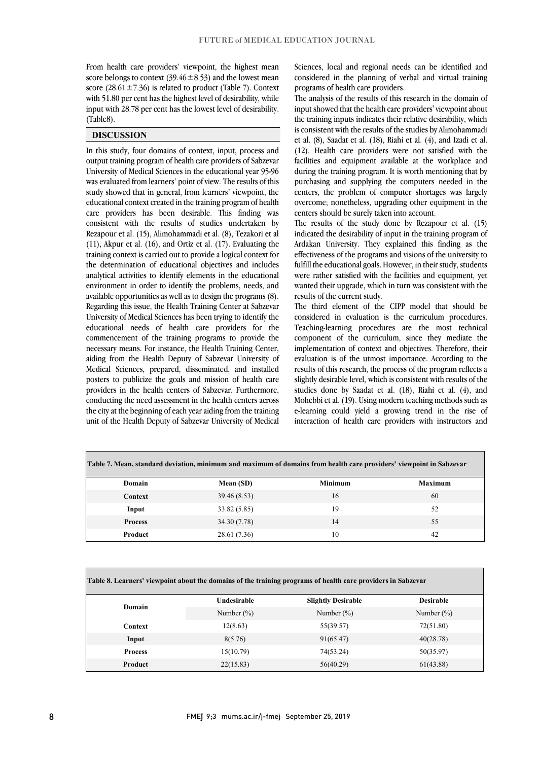From health care providers' viewpoint, the highest mean score belongs to context (39.46±8.53) and the lowest mean score (28.61±7.36) is related to product (Table 7). Context with 51.80 per cent has the highest level of desirability, while input with 28.78 per cent has the lowest level of desirability. (Table8).

## DISCUSSION

In this study, four domains of context, input, process and output training program of health care providers of Sabzevar University of Medical Sciences in the educational year 95-96 was evaluated from learners' point of view. The results of this study showed that in general, from learners' viewpoint, the educational context created in the training program of health care providers has been desirable. This finding was consistent with the results of studies undertaken by Rezapour et al. (15), Alimohammadi et al. (8), Tezakori et al (11), Akpur et al. (16), and Ortiz et al. (17). Evaluating the training context is carried out to provide a logical context for the determination of educational objectives and includes analytical activities to identify elements in the educational environment in order to identify the problems, needs, and available opportunities as well as to design the programs (8). Regarding this issue, the Health Training Center at Sabzevar University of Medical Sciences has been trying to identify the educational needs of health care providers for the commencement of the training programs to provide the necessary means. For instance, the Health Training Center, aiding from the Health Deputy of Sabzevar University of Medical Sciences, prepared, disseminated, and installed posters to publicize the goals and mission of health care providers in the health centers of Sabzevar. Furthermore, conducting the need assessment in the health centers across the city at the beginning of each year aiding from the training unit of the Health Deputy of Sabzevar University of Medical Sciences, local and regional needs can be identified and considered in the planning of verbal and virtual training programs of health care providers.

The analysis of the results of this research in the domain of input showed that the health care providers' viewpoint about the training inputs indicates their relative desirability, which is consistent with the results of the studies by Alimohammadi et al. (8), Saadat et al. (18), Riahi et al. (4), and Izadi et al. (12). Health care providers were not satisfied with the facilities and equipment available at the workplace and during the training program. It is worth mentioning that by purchasing and supplying the computers needed in the centers, the problem of computer shortages was largely overcome; nonetheless, upgrading other equipment in the centers should be surely taken into account.

The results of the study done by Rezapour et al. (15) indicated the desirability of input in the training program of Ardakan University. They explained this finding as the effectiveness of the programs and visions of the university to fulfill the educational goals. However, in their study, students were rather satisfied with the facilities and equipment, yet wanted their upgrade, which in turn was consistent with the results of the current study.

The third element of the CIPP model that should be considered in evaluation is the curriculum procedures. Teaching-learning procedures are the most technical component of the curriculum, since they mediate the implementation of context and objectives. Therefore, their evaluation is of the utmost importance. According to the results of this research, the process of the program reflects a slightly desirable level, which is consistent with results of the studies done by Saadat et al. (18), Riahi et al. (4), and Mohebbi et al. (19). Using modern teaching methods such as e-learning could yield a growing trend in the rise of interaction of health care providers with instructors and

**Table 7. Mean, standard deviation, minimum and maximum of domains from health care providers' viewpoint in Sabzevar**

| Domain | Mean (SD) | Minimum | Maximum |
|---|---|---|---|
| **Context** | 39.46 (8.53) | 16 | 60 |
| **Input** | 33.82 (5.85) | 19 | 52 |
| **Process** | 34.30 (7.78) | 14 | 55 |
| **Product** | 28.61 (7.36) | 10 | 42 |

**Table 8. Learners' viewpoint about the domains of the training programs of health care providers in Sabzevar**

| Domain | Undesirable | Slightly Desirable | Desirable |
|---|---|---|---|
| | Number (%) | Number (%) | Number (%) |
| **Context** | 12(8.63) | 55(39.57) | 72(51.80) |
| **Input** | 8(5.76) | 91(65.47) | 40(28.78) |
| **Process** | 15(10.79) | 74(53.24) | 50(35.97) |
| **Product** | 22(15.83) | 56(40.29) | 61(43.88) |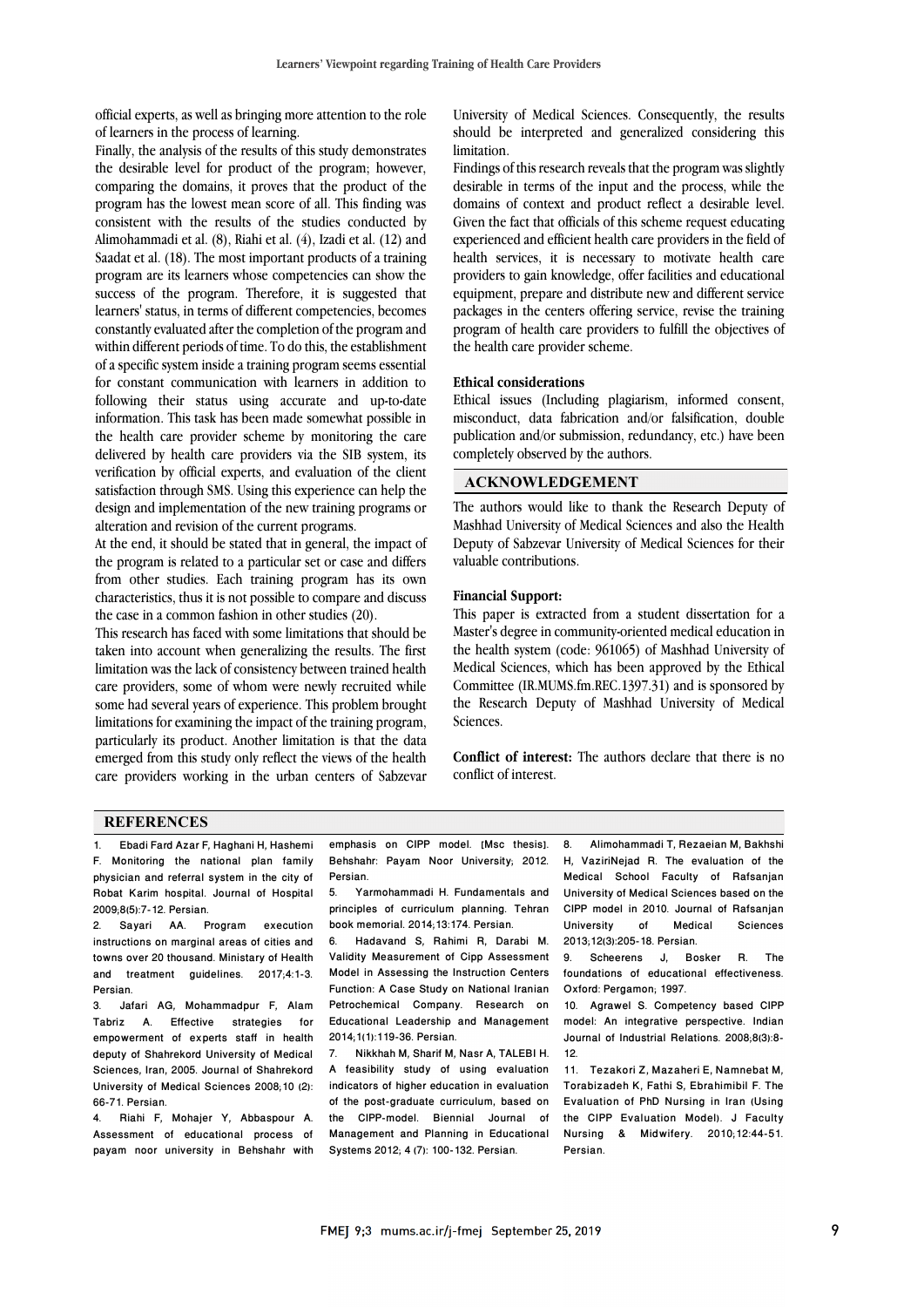official experts, as well as bringing more attention to the role of learners in the process of learning.

Finally, the analysis of the results of this study demonstrates the desirable level for product of the program; however, comparing the domains, it proves that the product of the program has the lowest mean score of all. This finding was consistent with the results of the studies conducted by Alimohammadi et al. (8), Riahi et al. (4), Izadi et al. (12) and Saadat et al. (18). The most important products of a training program are its learners whose competencies can show the success of the program. Therefore, it is suggested that learners' status, in terms of different competencies, becomes constantly evaluated after the completion of the program and within different periods of time. To do this, the establishment of a specific system inside a training program seems essential for constant communication with learners in addition to following their status using accurate and up-to-date information. This task has been made somewhat possible in the health care provider scheme by monitoring the care delivered by health care providers via the SIB system, its verification by official experts, and evaluation of the client satisfaction through SMS. Using this experience can help the design and implementation of the new training programs or alteration and revision of the current programs.

At the end, it should be stated that in general, the impact of the program is related to a particular set or case and differs from other studies. Each training program has its own characteristics, thus it is not possible to compare and discuss the case in a common fashion in other studies (20).

This research has faced with some limitations that should be taken into account when generalizing the results. The first limitation was the lack of consistency between trained health care providers, some of whom were newly recruited while some had several years of experience. This problem brought limitations for examining the impact of the training program, particularly its product. Another limitation is that the data emerged from this study only reflect the views of the health care providers working in the urban centers of Sabzevar University of Medical Sciences. Consequently, the results should be interpreted and generalized considering this limitation.

Findings of this research reveals that the program was slightly desirable in terms of the input and the process, while the domains of context and product reflect a desirable level. Given the fact that officials of this scheme request educating experienced and efficient health care providers in the field of health services, it is necessary to motivate health care providers to gain knowledge, offer facilities and educational equipment, prepare and distribute new and different service packages in the centers offering service, revise the training program of health care providers to fulfill the objectives of the health care provider scheme.

### Ethical considerations

Ethical issues (Including plagiarism, informed consent, misconduct, data fabrication and/or falsification, double publication and/or submission, redundancy, etc.) have been completely observed by the authors.

## ACKNOWLEDGEMENT

The authors would like to thank the Research Deputy of Mashhad University of Medical Sciences and also the Health Deputy of Sabzevar University of Medical Sciences for their valuable contributions.

### Financial Support:

This paper is extracted from a student dissertation for a Master's degree in community-oriented medical education in the health system (code: 961065) of Mashhad University of Medical Sciences, which has been approved by the Ethical Committee (IR.MUMS.fm.REC.1397.31) and is sponsored by the Research Deputy of Mashhad University of Medical Sciences.

**Conflict of interest:** The authors declare that there is no conflict of interest.

## REFERENCES

1. Ebadi Fard Azar F, Haghani H, Hashemi F. Monitoring the national plan family physician and referral system in the city of Robat Karim hospital. Journal of Hospital 2009;8(5):7-12. Persian.
2. Sayari AA. Program execution instructions on marginal areas of cities and towns over 20 thousand. Ministary of Health and treatment guidelines. 2017;4:1-3. Persian.
3. Jafari AG, Mohammadpur F, Alam Tabriz A. Effective strategies for empowerment of experts staff in health deputy of Shahrekord University of Medical Sciences, Iran, 2005. Journal of Shahrekord University of Medical Sciences 2008;10 (2): 66-71. Persian.
4. Riahi F, Mohajer Y, Abbaspour A. Assessment of educational process of payam noor university in Behshahr with emphasis on CIPP model. [Msc thesis]. Behshahr: Payam Noor University; 2012. Persian.
5. Yarmohammadi H. Fundamentals and principles of curriculum planning. Tehran book memorial. 2014;13:174. Persian.
6. Hadavand S, Rahimi R, Darabi M. Validity Measurement of Cipp Assessment Model in Assessing the Instruction Centers Function: A Case Study on National Iranian Petrochemical Company. Research on Educational Leadership and Management 2014;1(1):119-36. Persian.
7. Nikkhah M, Sharif M, Nasr A, TALEBI H. A feasibility study of using evaluation indicators of higher education in evaluation of the post-graduate curriculum, based on the CIPP-model. Biennial Journal of Management and Planning in Educational Systems 2012; 4 (7): 100-132. Persian.
8. Alimohammadi T, Rezaeian M, Bakhshi H, VaziriNejad R. The evaluation of the Medical School Faculty of Rafsanjan University of Medical Sciences based on the CIPP model in 2010. Journal of Rafsanjan University of Medical Sciences 2013;12(3):205-18. Persian.
9. Scheerens J, Bosker R. The foundations of educational effectiveness. Oxford: Pergamon; 1997.
10. Agrawel S. Competency based CIPP model: An integrative perspective. Indian Journal of Industrial Relations. 2008;8(3):8-12.
11. Tezakori Z, Mazaheri E, Namnebat M, Torabizadeh K, Fathi S, Ebrahimibil F. The Evaluation of PhD Nursing in Iran (Using the CIPP Evaluation Model). J Faculty Nursing & Midwifery. 2010;12:44-51. Persian.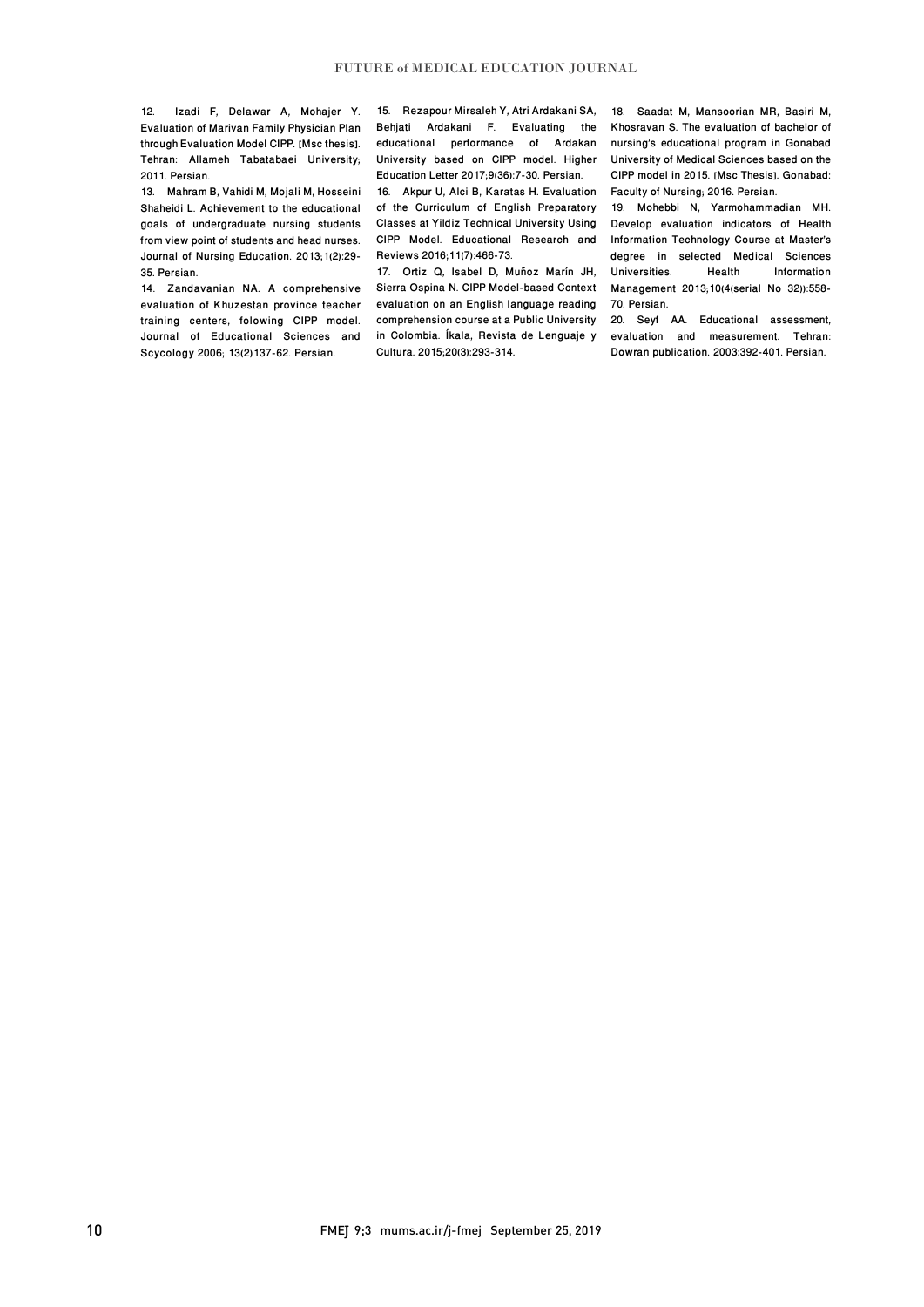12. Izadi F, Delawar A, Mohajer Y. Evaluation of Marivan Family Physician Plan through Evaluation Model CIPP. [Msc thesis]. Tehran: Allameh Tabatabaei University; 2011. Persian.

13. Mahram B, Vahidi M, Mojali M, Hosseini Shaheidi L. Achievement to the educational goals of undergraduate nursing students from view point of students and head nurses. Journal of Nursing Education. 2013;1(2):29-35. Persian.

14. Zandavanian NA. A comprehensive evaluation of Khuzestan province teacher training centers, folowing CIPP model. Journal of Educational Sciences and Scycology 2006; 13(2)137-62. Persian.

15. Rezapour Mirsaleh Y, Atri Ardakani SA, Behjati Ardakani F. Evaluating the educational performance of Ardakan University based on CIPP model. Higher Education Letter 2017;9(36):7-30. Persian.

16. Akpur U, Alci B, Karatas H. Evaluation of the Curriculum of English Preparatory Classes at Yildiz Technical University Using CIPP Model. Educational Research and Reviews 2016;11(7):466-73.

17. Ortiz Q, Isabel D, Muñoz Marín JH, Sierra Ospina N. CIPP Model-based Ccntext evaluation on an English language reading comprehension course at a Public University in Colombia. Íkala, Revista de Lenguaje y Cultura. 2015;20(3):293-314.

18. Saadat M, Mansoorian MR, Basiri M, Khosravan S. The evaluation of bachelor of nursing's educational program in Gonabad University of Medical Sciences based on the CIPP model in 2015. [Msc Thesis]. Gonabad: Faculty of Nursing; 2016. Persian.

19. Mohebbi N, Yarmohammadian MH. Develop evaluation indicators of Health Information Technology Course at Master's degree in selected Medical Sciences Universities. Health Information Management 2013;10(4(serial No 32)):558-70. Persian.

20. Seyf AA. Educational assessment, evaluation and measurement. Tehran: Dowran publication. 2003:392-401. Persian.